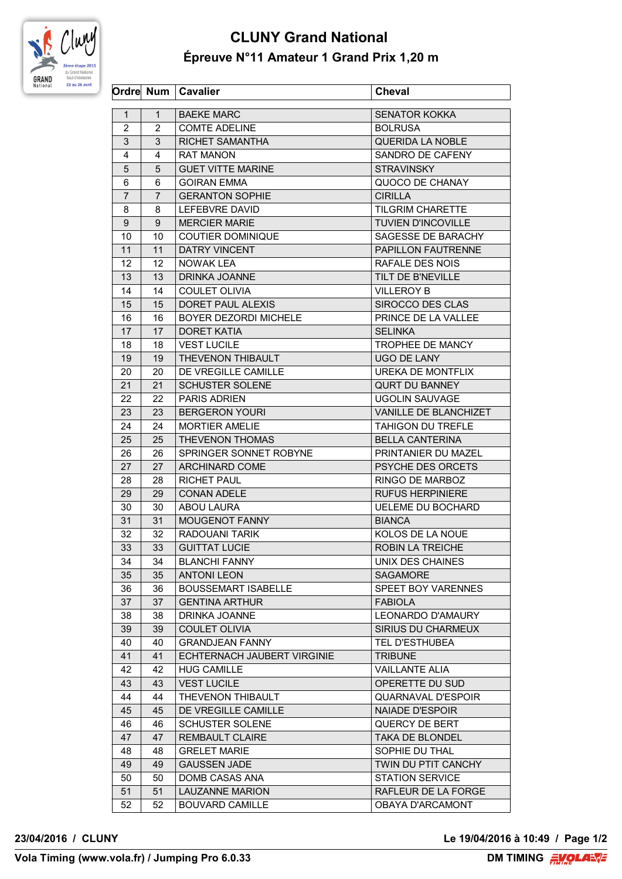# CLUNY Grand National

## Épreuve N°11 Amateur 1 Grand Prix 1,20 m

| Ordre | Num | Cavalier | Cheval |
|---|---|---|---|
| 1 | 1 | BAEKE MARC | SENATOR KOKKA |
| 2 | 2 | COMTE ADELINE | BOLRUSA |
| 3 | 3 | RICHET SAMANTHA | QUERIDA LA NOBLE |
| 4 | 4 | RAT MANON | SANDRO DE CAFENY |
| 5 | 5 | GUET VITTE MARINE | STRAVINSKY |
| 6 | 6 | GOIRAN EMMA | QUOCO DE CHANAY |
| 7 | 7 | GERANTON SOPHIE | CIRILLA |
| 8 | 8 | LEFEBVRE DAVID | TILGRIM CHARETTE |
| 9 | 9 | MERCIER MARIE | TUVIEN D'INCOVILLE |
| 10 | 10 | COUTIER DOMINIQUE | SAGESSE DE BARACHY |
| 11 | 11 | DATRY VINCENT | PAPILLON FAUTRENNE |
| 12 | 12 | NOWAK LEA | RAFALE DES NOIS |
| 13 | 13 | DRINKA JOANNE | TILT DE B'NEVILLE |
| 14 | 14 | COULET OLIVIA | VILLEROY B |
| 15 | 15 | DORET PAUL ALEXIS | SIROCCO DES CLAS |
| 16 | 16 | BOYER DEZORDI MICHELE | PRINCE DE LA VALLEE |
| 17 | 17 | DORET KATIA | SELINKA |
| 18 | 18 | VEST LUCILE | TROPHEE DE MANCY |
| 19 | 19 | THEVENON THIBAULT | UGO DE LANY |
| 20 | 20 | DE VREGILLE CAMILLE | UREKA DE MONTFLIX |
| 21 | 21 | SCHUSTER SOLENE | QURT DU BANNEY |
| 22 | 22 | PARIS ADRIEN | UGOLIN SAUVAGE |
| 23 | 23 | BERGERON YOURI | VANILLE DE BLANCHIZET |
| 24 | 24 | MORTIER AMELIE | TAHIGON DU TREFLE |
| 25 | 25 | THEVENON THOMAS | BELLA CANTERINA |
| 26 | 26 | SPRINGER SONNET ROBYNE | PRINTANIER DU MAZEL |
| 27 | 27 | ARCHINARD COME | PSYCHE DES ORCETS |
| 28 | 28 | RICHET PAUL | RINGO DE MARBOZ |
| 29 | 29 | CONAN ADELE | RUFUS HERPINIERE |
| 30 | 30 | ABOU LAURA | UELEME DU BOCHARD |
| 31 | 31 | MOUGENOT FANNY | BIANCA |
| 32 | 32 | RADOUANI TARIK | KOLOS DE LA NOUE |
| 33 | 33 | GUITTAT LUCIE | ROBIN LA TREICHE |
| 34 | 34 | BLANCHI FANNY | UNIX DES CHAINES |
| 35 | 35 | ANTONI LEON | SAGAMORE |
| 36 | 36 | BOUSSEMART ISABELLE | SPEET BOY VARENNES |
| 37 | 37 | GENTINA ARTHUR | FABIOLA |
| 38 | 38 | DRINKA JOANNE | LEONARDO D'AMAURY |
| 39 | 39 | COULET OLIVIA | SIRIUS DU CHARMEUX |
| 40 | 40 | GRANDJEAN FANNY | TEL D'ESTHUBEA |
| 41 | 41 | ECHTERNACH JAUBERT VIRGINIE | TRIBUNE |
| 42 | 42 | HUG CAMILLE | VAILLANTE ALIA |
| 43 | 43 | VEST LUCILE | OPERETTE DU SUD |
| 44 | 44 | THEVENON THIBAULT | QUARNAVAL D'ESPOIR |
| 45 | 45 | DE VREGILLE CAMILLE | NAIADE D'ESPOIR |
| 46 | 46 | SCHUSTER SOLENE | QUERCY DE BERT |
| 47 | 47 | REMBAULT CLAIRE | TAKA DE BLONDEL |
| 48 | 48 | GRELET MARIE | SOPHIE DU THAL |
| 49 | 49 | GAUSSEN JADE | TWIN DU PTIT CANCHY |
| 50 | 50 | DOMB CASAS ANA | STATION SERVICE |
| 51 | 51 | LAUZANNE MARION | RAFLEUR DE LA FORGE |
| 52 | 52 | BOUVARD CAMILLE | OBAYA D'ARCAMONT |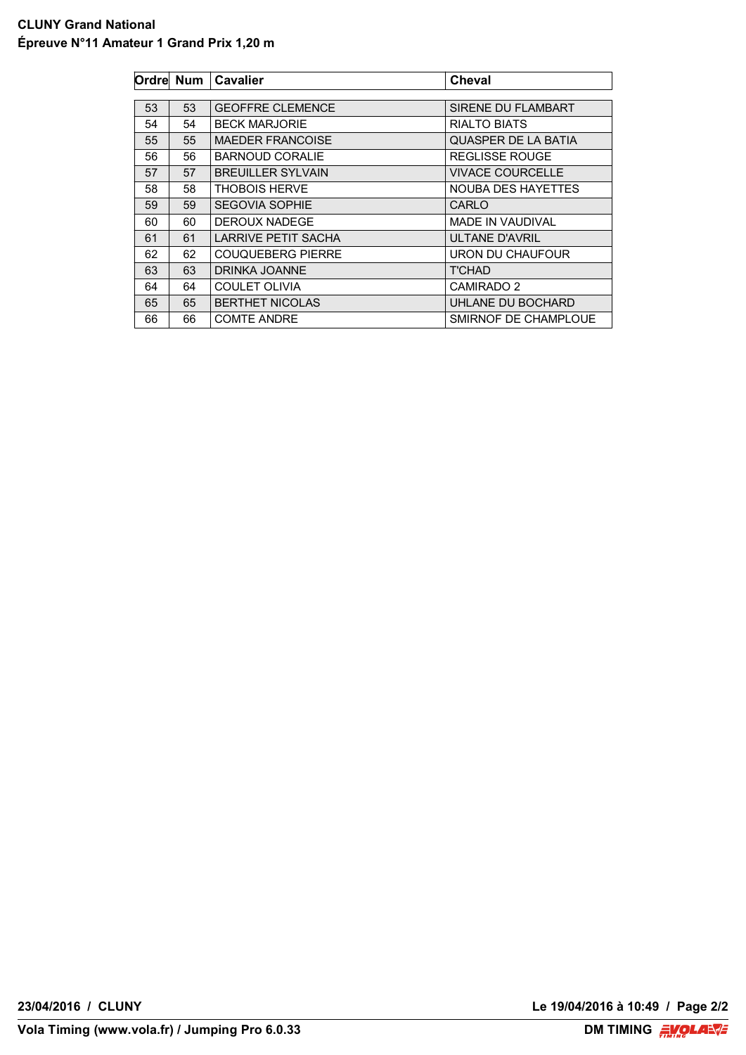**CLUNY Grand National**

**Épreuve N°11 Amateur 1 Grand Prix 1,20 m**

| Ordre | Num | Cavalier | Cheval |
|---|---|---|---|
| 53 | 53 | GEOFFRE CLEMENCE | SIRENE DU FLAMBART |
| 54 | 54 | BECK MARJORIE | RIALTO BIATS |
| 55 | 55 | MAEDER FRANCOISE | QUASPER DE LA BATIA |
| 56 | 56 | BARNOUD CORALIE | REGLISSE ROUGE |
| 57 | 57 | BREUILLER SYLVAIN | VIVACE COURCELLE |
| 58 | 58 | THOBOIS HERVE | NOUBA DES HAYETTES |
| 59 | 59 | SEGOVIA SOPHIE | CARLO |
| 60 | 60 | DEROUX NADEGE | MADE IN VAUDIVAL |
| 61 | 61 | LARRIVE PETIT SACHA | ULTANE D'AVRIL |
| 62 | 62 | COUQUEBERG PIERRE | URON DU CHAUFOUR |
| 63 | 63 | DRINKA JOANNE | T'CHAD |
| 64 | 64 | COULET OLIVIA | CAMIRADO 2 |
| 65 | 65 | BERTHET NICOLAS | UHLANE DU BOCHARD |
| 66 | 66 | COMTE ANDRE | SMIRNOF DE CHAMPLOUE |